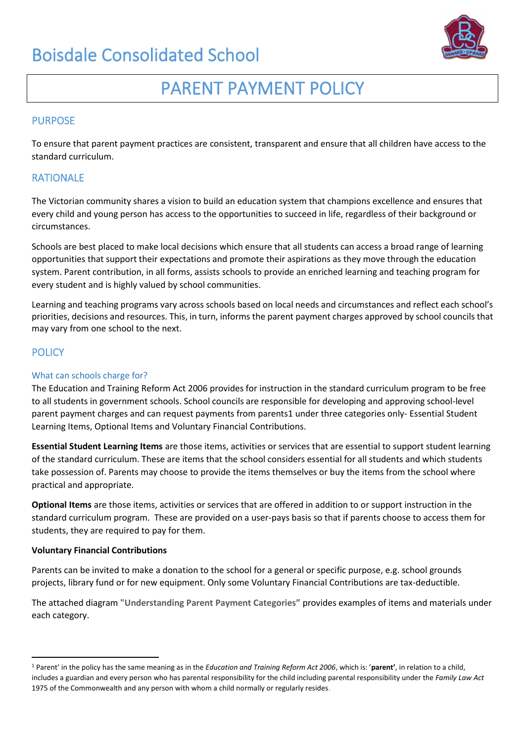# Boisdale Consolidated School

# PARENT PAYMENT POLICY

## PURPOSE

To ensure that parent payment practices are consistent, transparent and ensure that all children have access to the standard curriculum.

## RATIONALE

The Victorian community shares a vision to build an education system that champions excellence and ensures that every child and young person has access to the opportunities to succeed in life, regardless of their background or circumstances.

Schools are best placed to make local decisions which ensure that all students can access a broad range of learning opportunities that support their expectations and promote their aspirations as they move through the education system. Parent contribution, in all forms, assists schools to provide an enriched learning and teaching program for every student and is highly valued by school communities.

Learning and teaching programs vary across schools based on local needs and circumstances and reflect each school's priorities, decisions and resources. This, in turn, informs the parent payment charges approved by school councils that may vary from one school to the next.

## POLICY

### What can schools charge for?

The Education and Training Reform Act 2006 provides for instruction in the standard curriculum program to be free to all students in government schools. School councils are responsible for developing and approving school-level parent payment charges and can request payments from parents[1] under three categories only- Essential Student Learning Items, Optional Items and Voluntary Financial Contributions.

**Essential Student Learning Items** are those items, activities or services that are essential to support student learning of the standard curriculum. These are items that the school considers essential for all students and which students take possession of. Parents may choose to provide the items themselves or buy the items from the school where practical and appropriate.

**Optional Items** are those items, activities or services that are offered in addition to or support instruction in the standard curriculum program. These are provided on a user-pays basis so that if parents choose to access them for students, they are required to pay for them.

**Voluntary Financial Contributions**

Parents can be invited to make a donation to the school for a general or specific purpose, e.g. school grounds projects, library fund or for new equipment. Only some Voluntary Financial Contributions are tax-deductible.

The attached diagram **"Understanding Parent Payment Categories"** provides examples of items and materials under each category.

---

[1] Parent' in the policy has the same meaning as in the *Education and Training Reform Act 2006*, which is: '**parent'**, in relation to a child, includes a guardian and every person who has parental responsibility for the child including parental responsibility under the *Family Law Act* 1975 of the Commonwealth and any person with whom a child normally or regularly resides.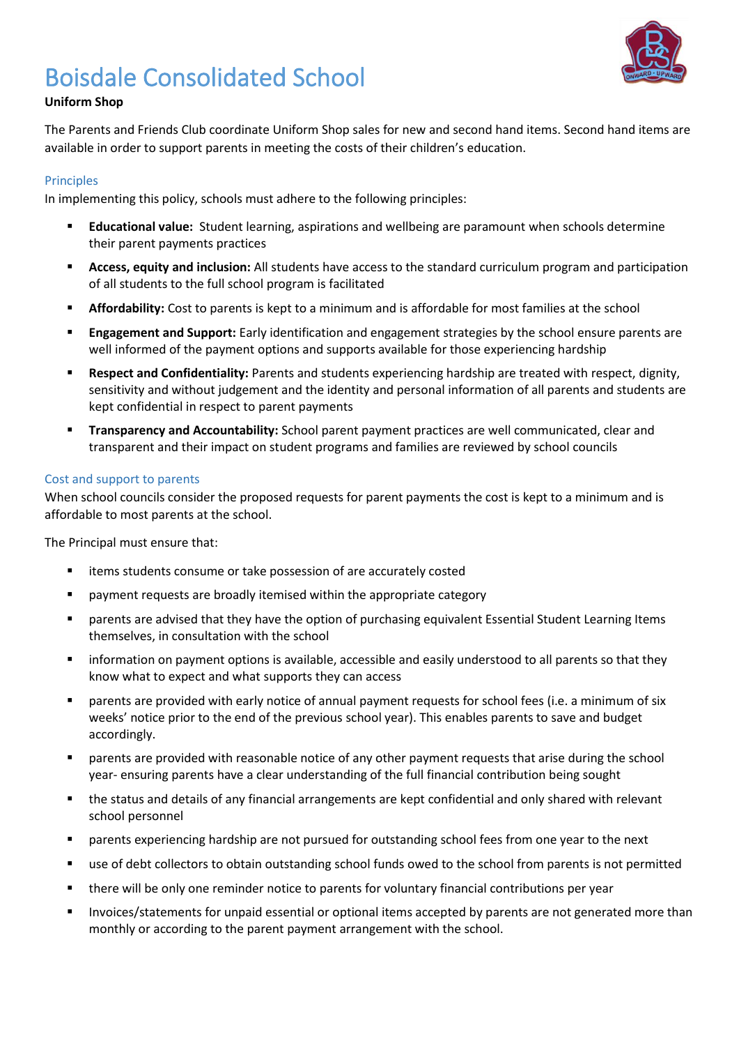# Boisdale Consolidated School

**Uniform Shop**

The Parents and Friends Club coordinate Uniform Shop sales for new and second hand items. Second hand items are available in order to support parents in meeting the costs of their children's education.

## Principles

In implementing this policy, schools must adhere to the following principles:

- **Educational value:** Student learning, aspirations and wellbeing are paramount when schools determine their parent payments practices
- **Access, equity and inclusion:** All students have access to the standard curriculum program and participation of all students to the full school program is facilitated
- **Affordability:** Cost to parents is kept to a minimum and is affordable for most families at the school
- **Engagement and Support:** Early identification and engagement strategies by the school ensure parents are well informed of the payment options and supports available for those experiencing hardship
- **Respect and Confidentiality:** Parents and students experiencing hardship are treated with respect, dignity, sensitivity and without judgement and the identity and personal information of all parents and students are kept confidential in respect to parent payments
- **Transparency and Accountability:** School parent payment practices are well communicated, clear and transparent and their impact on student programs and families are reviewed by school councils

## Cost and support to parents

When school councils consider the proposed requests for parent payments the cost is kept to a minimum and is affordable to most parents at the school.

The Principal must ensure that:

- items students consume or take possession of are accurately costed
- payment requests are broadly itemised within the appropriate category
- parents are advised that they have the option of purchasing equivalent Essential Student Learning Items themselves, in consultation with the school
- information on payment options is available, accessible and easily understood to all parents so that they know what to expect and what supports they can access
- parents are provided with early notice of annual payment requests for school fees (i.e. a minimum of six weeks' notice prior to the end of the previous school year). This enables parents to save and budget accordingly.
- parents are provided with reasonable notice of any other payment requests that arise during the school year- ensuring parents have a clear understanding of the full financial contribution being sought
- the status and details of any financial arrangements are kept confidential and only shared with relevant school personnel
- parents experiencing hardship are not pursued for outstanding school fees from one year to the next
- use of debt collectors to obtain outstanding school funds owed to the school from parents is not permitted
- there will be only one reminder notice to parents for voluntary financial contributions per year
- Invoices/statements for unpaid essential or optional items accepted by parents are not generated more than monthly or according to the parent payment arrangement with the school.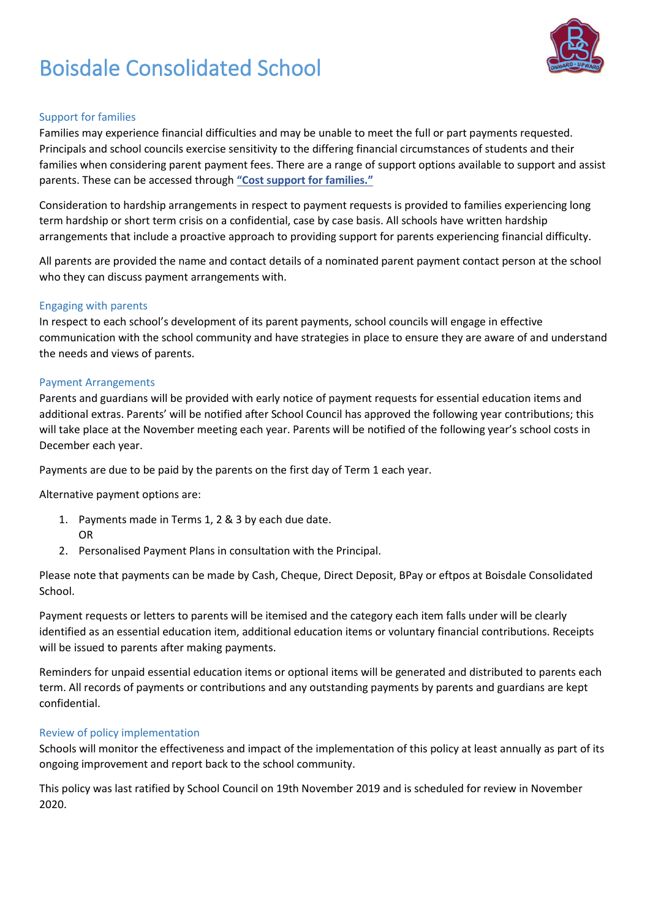# Boisdale Consolidated School

## Support for families

Families may experience financial difficulties and may be unable to meet the full or part payments requested. Principals and school councils exercise sensitivity to the differing financial circumstances of students and their families when considering parent payment fees. There are a range of support options available to support and assist parents. These can be accessed through **"Cost support for families."**

Consideration to hardship arrangements in respect to payment requests is provided to families experiencing long term hardship or short term crisis on a confidential, case by case basis. All schools have written hardship arrangements that include a proactive approach to providing support for parents experiencing financial difficulty.

All parents are provided the name and contact details of a nominated parent payment contact person at the school who they can discuss payment arrangements with.

## Engaging with parents

In respect to each school's development of its parent payments, school councils will engage in effective communication with the school community and have strategies in place to ensure they are aware of and understand the needs and views of parents.

## Payment Arrangements

Parents and guardians will be provided with early notice of payment requests for essential education items and additional extras. Parents' will be notified after School Council has approved the following year contributions; this will take place at the November meeting each year. Parents will be notified of the following year's school costs in December each year.

Payments are due to be paid by the parents on the first day of Term 1 each year.

Alternative payment options are:

1. Payments made in Terms 1, 2 & 3 by each due date.
   OR
2. Personalised Payment Plans in consultation with the Principal.

Please note that payments can be made by Cash, Cheque, Direct Deposit, BPay or eftpos at Boisdale Consolidated School.

Payment requests or letters to parents will be itemised and the category each item falls under will be clearly identified as an essential education item, additional education items or voluntary financial contributions. Receipts will be issued to parents after making payments.

Reminders for unpaid essential education items or optional items will be generated and distributed to parents each term. All records of payments or contributions and any outstanding payments by parents and guardians are kept confidential.

## Review of policy implementation

Schools will monitor the effectiveness and impact of the implementation of this policy at least annually as part of its ongoing improvement and report back to the school community.

This policy was last ratified by School Council on 19th November 2019 and is scheduled for review in November 2020.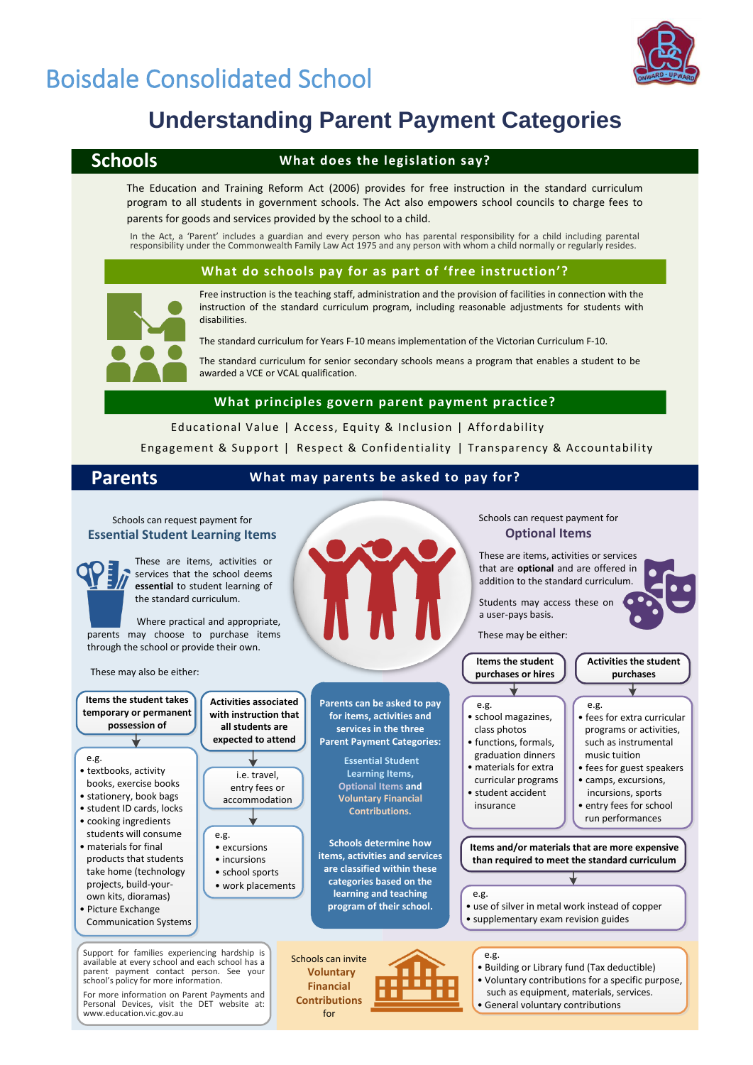# Boisdale Consolidated School

## Understanding Parent Payment Categories

## Schools

### What does the legislation say?

The Education and Training Reform Act (2006) provides for free instruction in the standard curriculum program to all students in government schools. The Act also empowers school councils to charge fees to parents for goods and services provided by the school to a child.

In the Act, a 'Parent' includes a guardian and every person who has parental responsibility for a child including parental responsibility under the Commonwealth Family Law Act 1975 and any person with whom a child normally or regularly resides.

### What do schools pay for as part of 'free instruction'?

Free instruction is the teaching staff, administration and the provision of facilities in connection with the instruction of the standard curriculum program, including reasonable adjustments for students with disabilities.

The standard curriculum for Years F-10 means implementation of the Victorian Curriculum F-10.

The standard curriculum for senior secondary schools means a program that enables a student to be awarded a VCE or VCAL qualification.

### What principles govern parent payment practice?

Educational Value | Access, Equity & Inclusion | Affordability

Engagement & Support | Respect & Confidentiality | Transparency & Accountability

## Parents

### What may parents be asked to pay for?

Schools can request payment for

**Essential Student Learning Items**

These are items, activities or services that the school deems **essential** to student learning of the standard curriculum.

Where practical and appropriate, parents may choose to purchase items through the school or provide their own.

These may also be either:

**Items the student takes temporary or permanent possession of**

e.g.
- textbooks, activity books, exercise books
- stationery, book bags
- student ID cards, locks
- cooking ingredients students will consume
- materials for final products that students take home (technology projects, build-your-own kits, dioramas)
- Picture Exchange Communication Systems

**Activities associated with instruction that all students are expected to attend**

i.e. travel, entry fees or accommodation

e.g.
- excursions
- incursions
- school sports
- work placements

**Parents can be asked to pay for items, activities and services in the three Parent Payment Categories:**

**Essential Student Learning Items, Optional Items and Voluntary Financial Contributions.**

**Schools determine how items, activities and services are classified within these categories based on the learning and teaching program of their school.**

Schools can request payment for

**Optional Items**

These are items, activities or services that are **optional** and are offered in addition to the standard curriculum.

Students may access these on a user-pays basis.

These may be either:

**Items the student purchases or hires**

e.g.
- school magazines, class photos
- functions, formals, graduation dinners
- materials for extra curricular programs
- student accident insurance

**Activities the student purchases**

e.g.
- fees for extra curricular programs or activities, such as instrumental music tuition
- fees for guest speakers
- camps, excursions, incursions, sports
- entry fees for school run performances

**Items and/or materials that are more expensive than required to meet the standard curriculum**

e.g.
- use of silver in metal work instead of copper
- supplementary exam revision guides

Support for families experiencing hardship is available at every school and each school has a parent payment contact person. See your school's policy for more information.

For more information on Parent Payments and Personal Devices, visit the DET website at: www.education.vic.gov.au

Schools can invite **Voluntary Financial Contributions** for

e.g.
- Building or Library fund (Tax deductible)
- Voluntary contributions for a specific purpose, such as equipment, materials, services.
- General voluntary contributions